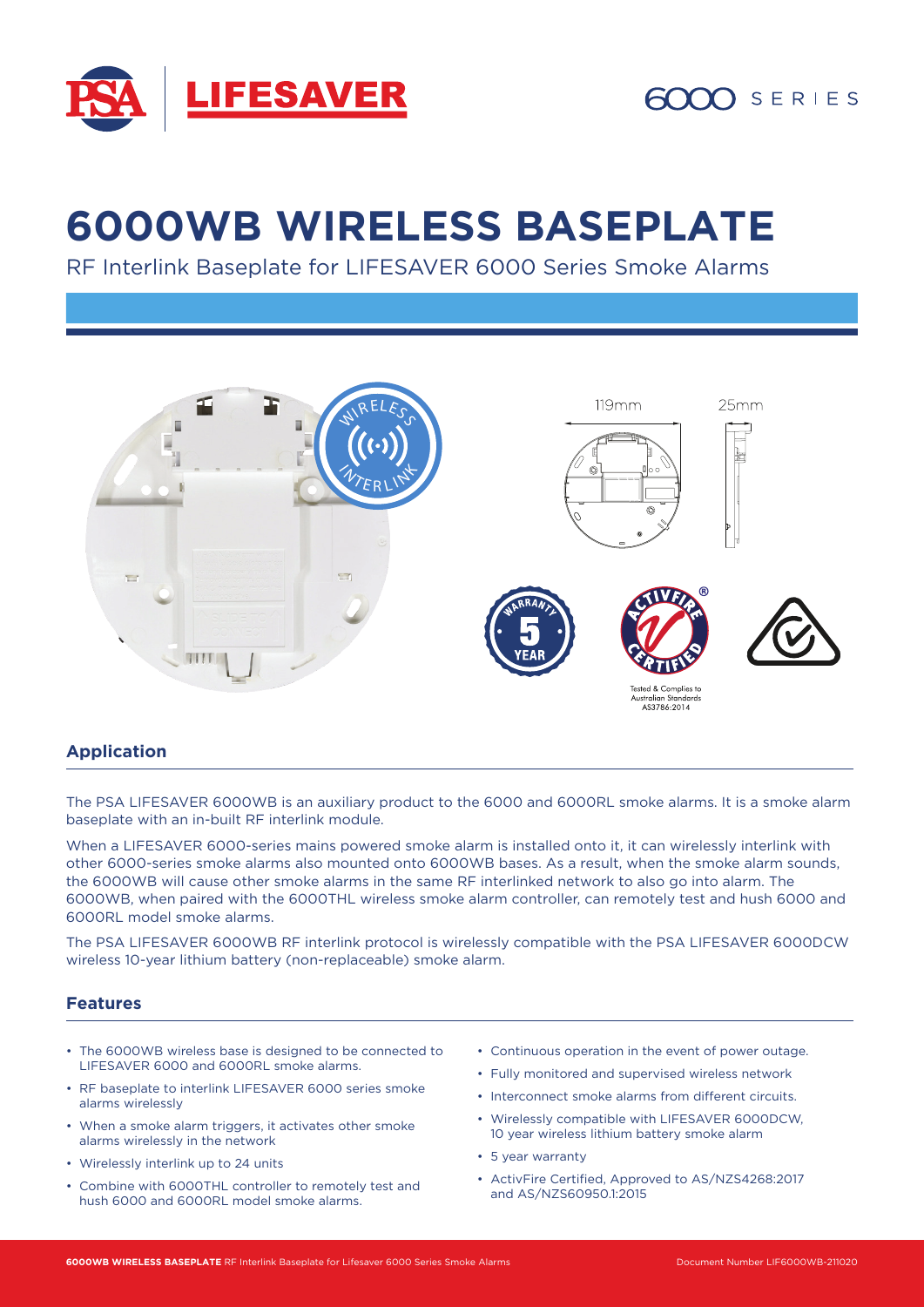# 6000WB WIRELESS BASEPLATE

RF Interlink Baseplate for LIFESAVER 6000 Series Smoke Alarms

119mm

25mm

Tested & Complies to Australian Standards AS3786:2014

## Application

The PSA LIFESAVER 6000WB is an auxiliary product to the 6000 and 6000RL smoke alarms. It is a smoke alarm baseplate with an in-built RF interlink module.

When a LIFESAVER 6000-series mains powered smoke alarm is installed onto it, it can wirelessly interlink with other 6000-series smoke alarms also mounted onto 6000WB bases. As a result, when the smoke alarm sounds, the 6000WB will cause other smoke alarms in the same RF interlinked network to also go into alarm. The 6000WB, when paired with the 6000THL wireless smoke alarm controller, can remotely test and hush 6000 and 6000RL model smoke alarms.

The PSA LIFESAVER 6000WB RF interlink protocol is wirelessly compatible with the PSA LIFESAVER 6000DCW wireless 10-year lithium battery (non-replaceable) smoke alarm.

## Features

- The 6000WB wireless base is designed to be connected to LIFESAVER 6000 and 6000RL smoke alarms.
- RF baseplate to interlink LIFESAVER 6000 series smoke alarms wirelessly
- When a smoke alarm triggers, it activates other smoke alarms wirelessly in the network
- Wirelessly interlink up to 24 units
- Combine with 6000THL controller to remotely test and hush 6000 and 6000RL model smoke alarms.
- Continuous operation in the event of power outage.
- Fully monitored and supervised wireless network
- Interconnect smoke alarms from different circuits.
- Wirelessly compatible with LIFESAVER 6000DCW, 10 year wireless lithium battery smoke alarm
- 5 year warranty
- ActivFire Certified, Approved to AS/NZS4268:2017 and AS/NZS60950.1:2015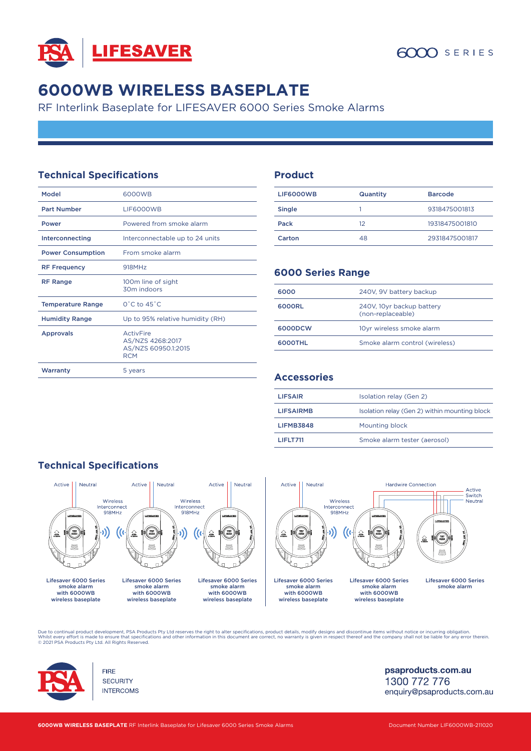# 6000WB WIRELESS BASEPLATE

RF Interlink Baseplate for LIFESAVER 6000 Series Smoke Alarms

## Technical Specifications

| | |
|---|---|
| **Model** | 6000WB |
| **Part Number** | LIF6000WB |
| **Power** | Powered from smoke alarm |
| **Interconnecting** | Interconnectable up to 24 units |
| **Power Consumption** | From smoke alarm |
| **RF Frequency** | 918MHz |
| **RF Range** | 100m line of sight<br>30m indoors |
| **Temperature Range** | 0˚C to 45˚C |
| **Humidity Range** | Up to 95% relative humidity (RH) |
| **Approvals** | ActivFire<br>AS/NZS 4268:2017<br>AS/NZS 60950.1:2015<br>RCM |
| **Warranty** | 5 years |

## Product

| LIF6000WB | Quantity | Barcode |
|---|---|---|
| **Single** | 1 | 9318475001813 |
| **Pack** | 12 | 19318475001810 |
| **Carton** | 48 | 29318475001817 |

## 6000 Series Range

| | |
|---|---|
| **6000** | 240V, 9V battery backup |
| **6000RL** | 240V, 10yr backup battery (non-replaceable) |
| **6000DCW** | 10yr wireless smoke alarm |
| **6000THL** | Smoke alarm control (wireless) |

## Accessories

| | |
|---|---|
| **LIFSAIR** | Isolation relay (Gen 2) |
| **LIFSAIRMB** | Isolation relay (Gen 2) within mounting block |
| **LIFMB3848** | Mounting block |
| **LIFLT711** | Smoke alarm tester (aerosol) |

## Technical Specifications

Active | Neutral | Wireless Interconnect 918MHz

Lifesaver 6000 Series smoke alarm with 6000WB wireless baseplate

Lifesaver 6000 Series smoke alarm with 6000WB wireless baseplate

Lifesaver 6000 Series smoke alarm with 6000WB wireless baseplate

Hardwire Connection: Active, Switch, Neutral

Lifesaver 6000 Series smoke alarm with 6000WB wireless baseplate

Lifesaver 6000 Series smoke alarm with 6000WB wireless baseplate

Lifesaver 6000 Series smoke alarm

Due to continual product development, PSA Products Pty Ltd reserves the right to alter specifications, product details, modify designs and discontinue items without notice or incurring obligation. Whilst every effort is made to ensure that specifications and other information in this document are correct, no warranty is given in respect thereof and the company shall not be liable for any error therein. © 2021 PSA Products Pty Ltd. All Rights Reserved.

FIRE
SECURITY
INTERCOMS

psaproducts.com.au
1300 772 776
enquiry@psaproducts.com.au

**6000WB WIRELESS BASEPLATE** RF Interlink Baseplate for Lifesaver 6000 Series Smoke Alarms

Document Number LIF6000WB-211020